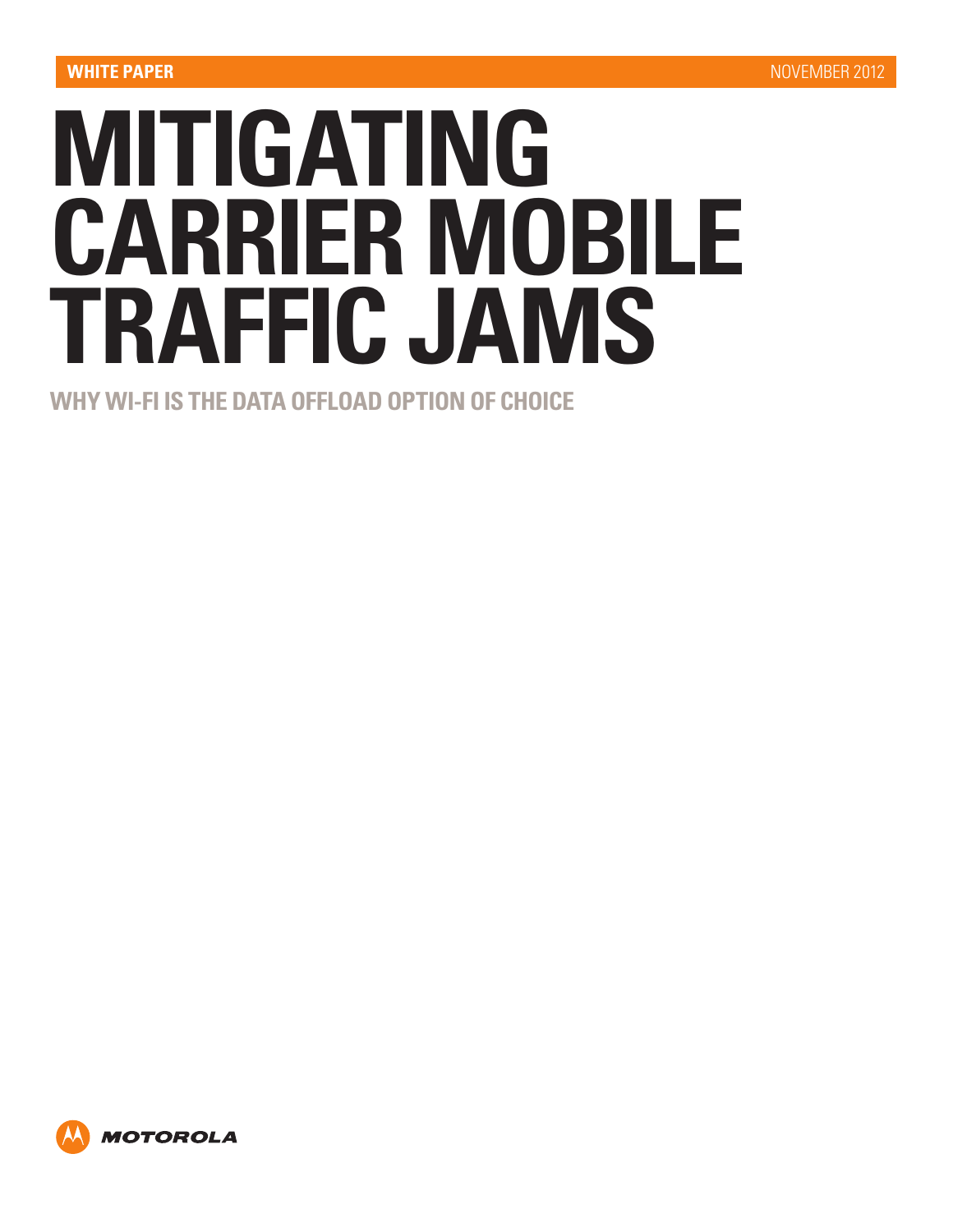WHITE PAPER NOVEMBER 2012

# MITIGATING CARRIER MOBILE TRAFFIC JAMS

## WHY WI-FI IS THE DATA OFFLOAD OPTION OF CHOICE

MOTOROLA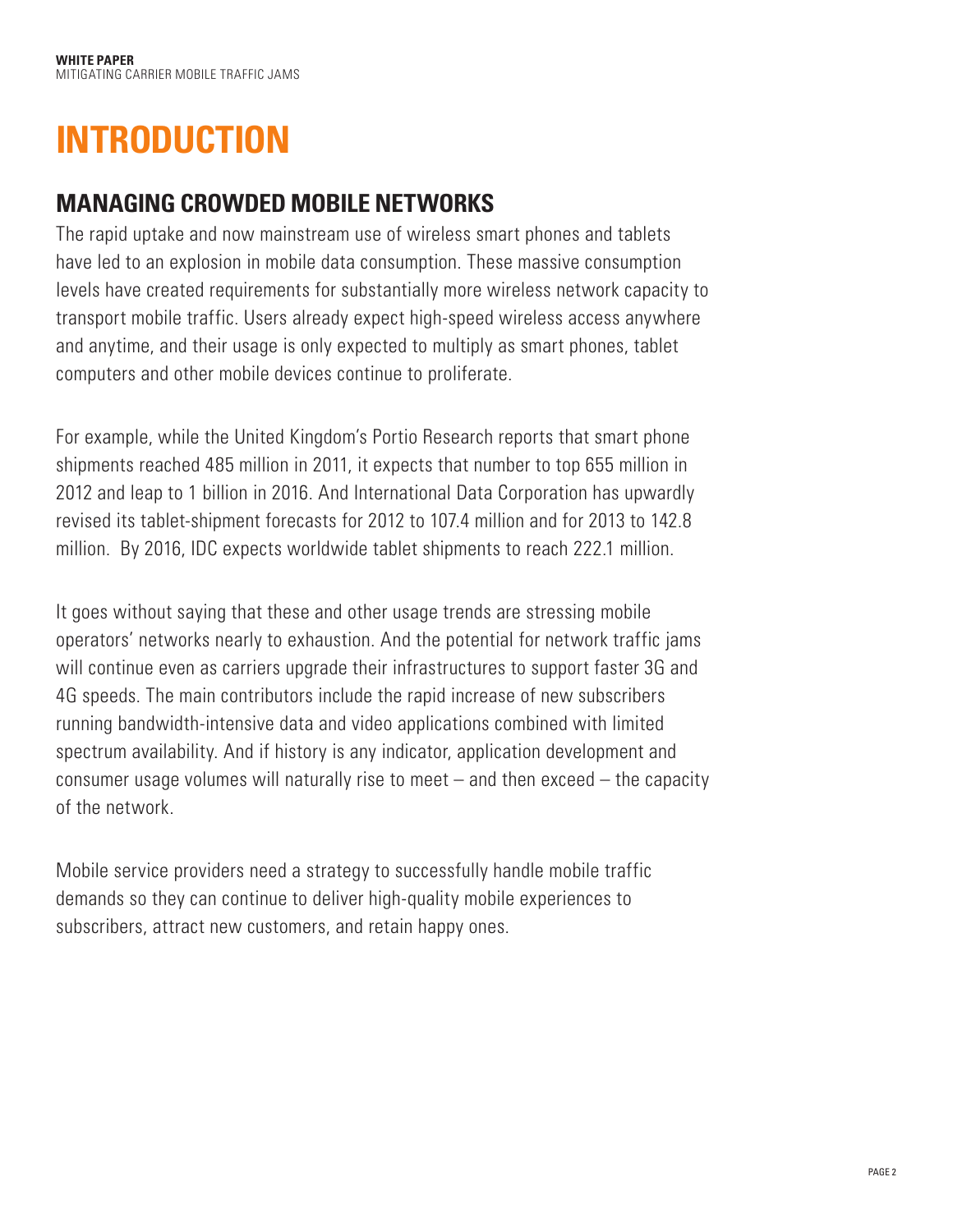# INTRODUCTION

## MANAGING CROWDED MOBILE NETWORKS

The rapid uptake and now mainstream use of wireless smart phones and tablets have led to an explosion in mobile data consumption. These massive consumption levels have created requirements for substantially more wireless network capacity to transport mobile traffic. Users already expect high-speed wireless access anywhere and anytime, and their usage is only expected to multiply as smart phones, tablet computers and other mobile devices continue to proliferate.

For example, while the United Kingdom's Portio Research reports that smart phone shipments reached 485 million in 2011, it expects that number to top 655 million in 2012 and leap to 1 billion in 2016. And International Data Corporation has upwardly revised its tablet-shipment forecasts for 2012 to 107.4 million and for 2013 to 142.8 million. By 2016, IDC expects worldwide tablet shipments to reach 222.1 million.

It goes without saying that these and other usage trends are stressing mobile operators' networks nearly to exhaustion. And the potential for network traffic jams will continue even as carriers upgrade their infrastructures to support faster 3G and 4G speeds. The main contributors include the rapid increase of new subscribers running bandwidth-intensive data and video applications combined with limited spectrum availability. And if history is any indicator, application development and consumer usage volumes will naturally rise to meet – and then exceed – the capacity of the network.

Mobile service providers need a strategy to successfully handle mobile traffic demands so they can continue to deliver high-quality mobile experiences to subscribers, attract new customers, and retain happy ones.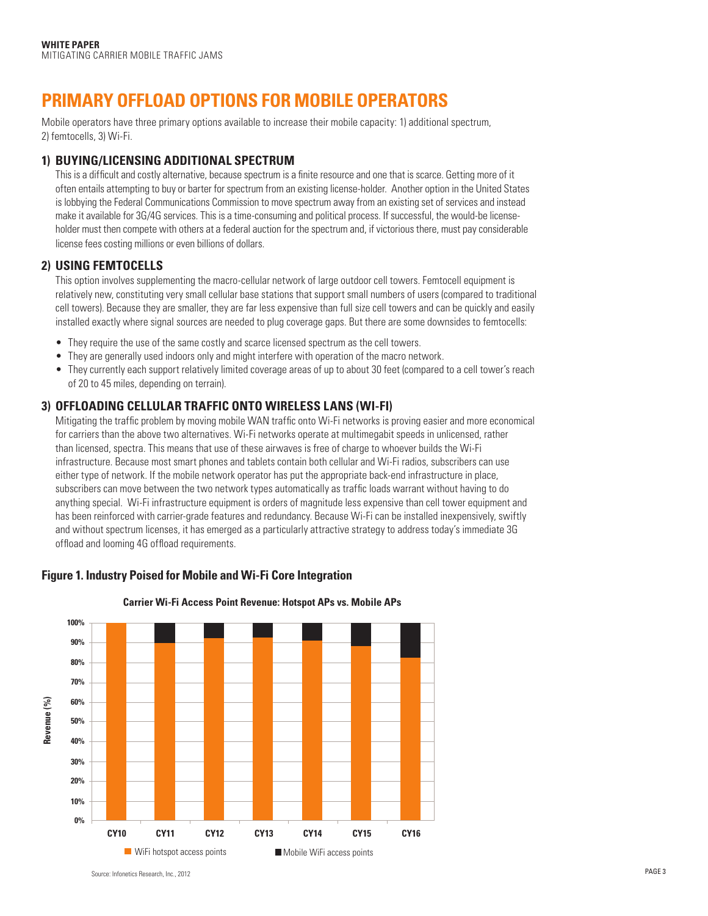# PRIMARY OFFLOAD OPTIONS FOR MOBILE OPERATORS

Mobile operators have three primary options available to increase their mobile capacity: 1) additional spectrum, 2) femtocells, 3) Wi-Fi.

## 1) BUYING/LICENSING ADDITIONAL SPECTRUM

This is a difficult and costly alternative, because spectrum is a finite resource and one that is scarce. Getting more of it often entails attempting to buy or barter for spectrum from an existing license-holder. Another option in the United States is lobbying the Federal Communications Commission to move spectrum away from an existing set of services and instead make it available for 3G/4G services. This is a time-consuming and political process. If successful, the would-be license-holder must then compete with others at a federal auction for the spectrum and, if victorious there, must pay considerable license fees costing millions or even billions of dollars.

## 2) USING FEMTOCELLS

This option involves supplementing the macro-cellular network of large outdoor cell towers. Femtocell equipment is relatively new, constituting very small cellular base stations that support small numbers of users (compared to traditional cell towers). Because they are smaller, they are far less expensive than full size cell towers and can be quickly and easily installed exactly where signal sources are needed to plug coverage gaps. But there are some downsides to femtocells:

- They require the use of the same costly and scarce licensed spectrum as the cell towers.
- They are generally used indoors only and might interfere with operation of the macro network.
- They currently each support relatively limited coverage areas of up to about 30 feet (compared to a cell tower's reach of 20 to 45 miles, depending on terrain).

## 3) OFFLOADING CELLULAR TRAFFIC ONTO WIRELESS LANS (WI-FI)

Mitigating the traffic problem by moving mobile WAN traffic onto Wi-Fi networks is proving easier and more economical for carriers than the above two alternatives. Wi-Fi networks operate at multimegabit speeds in unlicensed, rather than licensed, spectra. This means that use of these airwaves is free of charge to whoever builds the Wi-Fi infrastructure. Because most smart phones and tablets contain both cellular and Wi-Fi radios, subscribers can use either type of network. If the mobile network operator has put the appropriate back-end infrastructure in place, subscribers can move between the two network types automatically as traffic loads warrant without having to do anything special. Wi-Fi infrastructure equipment is orders of magnitude less expensive than cell tower equipment and has been reinforced with carrier-grade features and redundancy. Because Wi-Fi can be installed inexpensively, swiftly and without spectrum licenses, it has emerged as a particularly attractive strategy to address today's immediate 3G offload and looming 4G offload requirements.

**Figure 1. Industry Poised for Mobile and Wi-Fi Core Integration**

**Carrier Wi-Fi Access Point Revenue: Hotspot APs vs. Mobile APs**

| Year | WiFi hotspot access points | Mobile WiFi access points |
|---|---|---|
| CY10 | ~100% | ~0% |
| CY11 | ~90% | ~10% |
| CY12 | ~92% | ~8% |
| CY13 | ~93% | ~7% |
| CY14 | ~91% | ~9% |
| CY15 | ~88% | ~12% |
| CY16 | ~82% | ~18% |

Source: Infonetics Research, Inc., 2012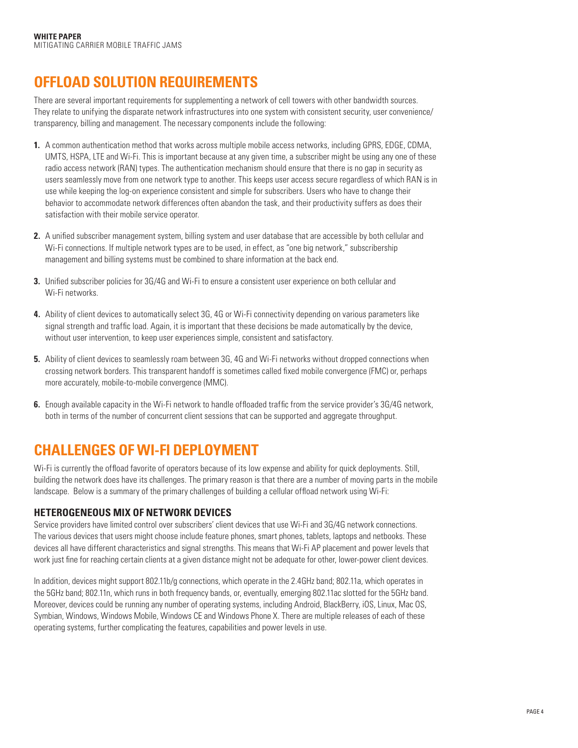## OFFLOAD SOLUTION REQUIREMENTS

There are several important requirements for supplementing a network of cell towers with other bandwidth sources. They relate to unifying the disparate network infrastructures into one system with consistent security, user convenience/transparency, billing and management. The necessary components include the following:

1. A common authentication method that works across multiple mobile access networks, including GPRS, EDGE, CDMA, UMTS, HSPA, LTE and Wi-Fi. This is important because at any given time, a subscriber might be using any one of these radio access network (RAN) types. The authentication mechanism should ensure that there is no gap in security as users seamlessly move from one network type to another. This keeps user access secure regardless of which RAN is in use while keeping the log-on experience consistent and simple for subscribers. Users who have to change their behavior to accommodate network differences often abandon the task, and their productivity suffers as does their satisfaction with their mobile service operator.

2. A unified subscriber management system, billing system and user database that are accessible by both cellular and Wi-Fi connections. If multiple network types are to be used, in effect, as "one big network," subscribership management and billing systems must be combined to share information at the back end.

3. Unified subscriber policies for 3G/4G and Wi-Fi to ensure a consistent user experience on both cellular and Wi-Fi networks.

4. Ability of client devices to automatically select 3G, 4G or Wi-Fi connectivity depending on various parameters like signal strength and traffic load. Again, it is important that these decisions be made automatically by the device, without user intervention, to keep user experiences simple, consistent and satisfactory.

5. Ability of client devices to seamlessly roam between 3G, 4G and Wi-Fi networks without dropped connections when crossing network borders. This transparent handoff is sometimes called fixed mobile convergence (FMC) or, perhaps more accurately, mobile-to-mobile convergence (MMC).

6. Enough available capacity in the Wi-Fi network to handle offloaded traffic from the service provider's 3G/4G network, both in terms of the number of concurrent client sessions that can be supported and aggregate throughput.

## CHALLENGES OF WI-FI DEPLOYMENT

Wi-Fi is currently the offload favorite of operators because of its low expense and ability for quick deployments. Still, building the network does have its challenges. The primary reason is that there are a number of moving parts in the mobile landscape. Below is a summary of the primary challenges of building a cellular offload network using Wi-Fi:

### HETEROGENEOUS MIX OF NETWORK DEVICES

Service providers have limited control over subscribers' client devices that use Wi-Fi and 3G/4G network connections. The various devices that users might choose include feature phones, smart phones, tablets, laptops and netbooks. These devices all have different characteristics and signal strengths. This means that Wi-Fi AP placement and power levels that work just fine for reaching certain clients at a given distance might not be adequate for other, lower-power client devices.

In addition, devices might support 802.11b/g connections, which operate in the 2.4GHz band; 802.11a, which operates in the 5GHz band; 802.11n, which runs in both frequency bands, or, eventually, emerging 802.11ac slotted for the 5GHz band. Moreover, devices could be running any number of operating systems, including Android, BlackBerry, iOS, Linux, Mac OS, Symbian, Windows, Windows Mobile, Windows CE and Windows Phone X. There are multiple releases of each of these operating systems, further complicating the features, capabilities and power levels in use.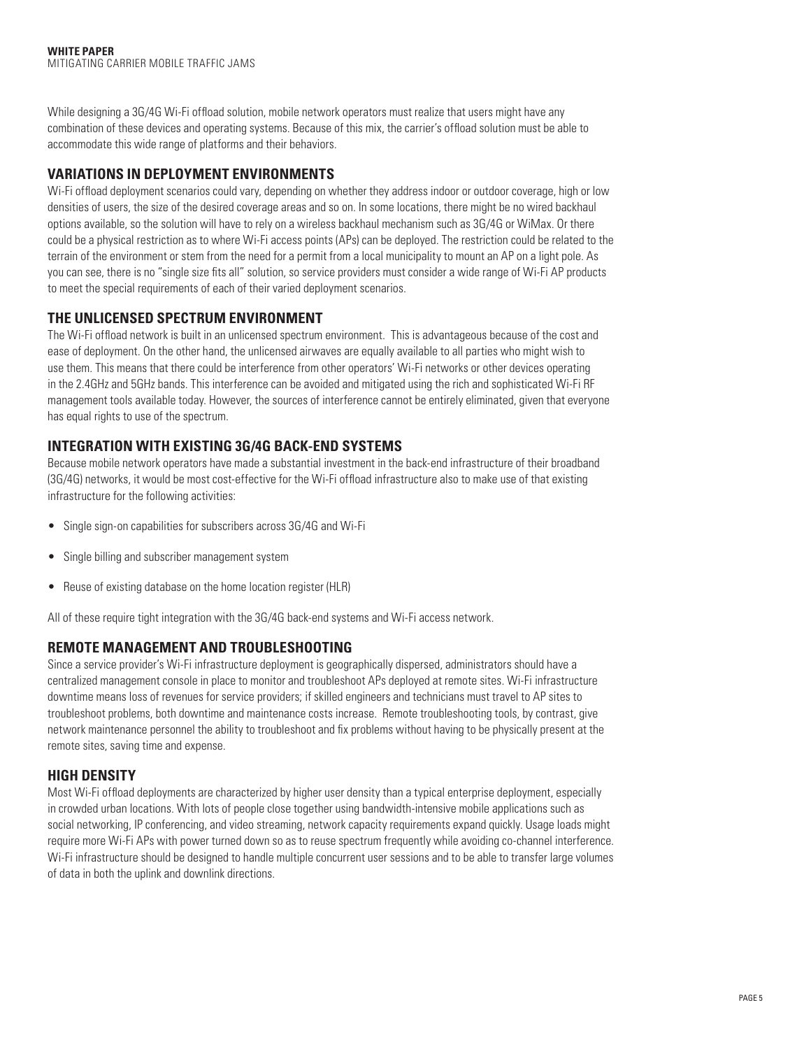While designing a 3G/4G Wi-Fi offload solution, mobile network operators must realize that users might have any combination of these devices and operating systems. Because of this mix, the carrier's offload solution must be able to accommodate this wide range of platforms and their behaviors.

## VARIATIONS IN DEPLOYMENT ENVIRONMENTS

Wi-Fi offload deployment scenarios could vary, depending on whether they address indoor or outdoor coverage, high or low densities of users, the size of the desired coverage areas and so on. In some locations, there might be no wired backhaul options available, so the solution will have to rely on a wireless backhaul mechanism such as 3G/4G or WiMax. Or there could be a physical restriction as to where Wi-Fi access points (APs) can be deployed. The restriction could be related to the terrain of the environment or stem from the need for a permit from a local municipality to mount an AP on a light pole. As you can see, there is no "single size fits all" solution, so service providers must consider a wide range of Wi-Fi AP products to meet the special requirements of each of their varied deployment scenarios.

## THE UNLICENSED SPECTRUM ENVIRONMENT

The Wi-Fi offload network is built in an unlicensed spectrum environment. This is advantageous because of the cost and ease of deployment. On the other hand, the unlicensed airwaves are equally available to all parties who might wish to use them. This means that there could be interference from other operators' Wi-Fi networks or other devices operating in the 2.4GHz and 5GHz bands. This interference can be avoided and mitigated using the rich and sophisticated Wi-Fi RF management tools available today. However, the sources of interference cannot be entirely eliminated, given that everyone has equal rights to use of the spectrum.

## INTEGRATION WITH EXISTING 3G/4G BACK-END SYSTEMS

Because mobile network operators have made a substantial investment in the back-end infrastructure of their broadband (3G/4G) networks, it would be most cost-effective for the Wi-Fi offload infrastructure also to make use of that existing infrastructure for the following activities:

- Single sign-on capabilities for subscribers across 3G/4G and Wi-Fi
- Single billing and subscriber management system
- Reuse of existing database on the home location register (HLR)

All of these require tight integration with the 3G/4G back-end systems and Wi-Fi access network.

## REMOTE MANAGEMENT AND TROUBLESHOOTING

Since a service provider's Wi-Fi infrastructure deployment is geographically dispersed, administrators should have a centralized management console in place to monitor and troubleshoot APs deployed at remote sites. Wi-Fi infrastructure downtime means loss of revenues for service providers; if skilled engineers and technicians must travel to AP sites to troubleshoot problems, both downtime and maintenance costs increase. Remote troubleshooting tools, by contrast, give network maintenance personnel the ability to troubleshoot and fix problems without having to be physically present at the remote sites, saving time and expense.

## HIGH DENSITY

Most Wi-Fi offload deployments are characterized by higher user density than a typical enterprise deployment, especially in crowded urban locations. With lots of people close together using bandwidth-intensive mobile applications such as social networking, IP conferencing, and video streaming, network capacity requirements expand quickly. Usage loads might require more Wi-Fi APs with power turned down so as to reuse spectrum frequently while avoiding co-channel interference. Wi-Fi infrastructure should be designed to handle multiple concurrent user sessions and to be able to transfer large volumes of data in both the uplink and downlink directions.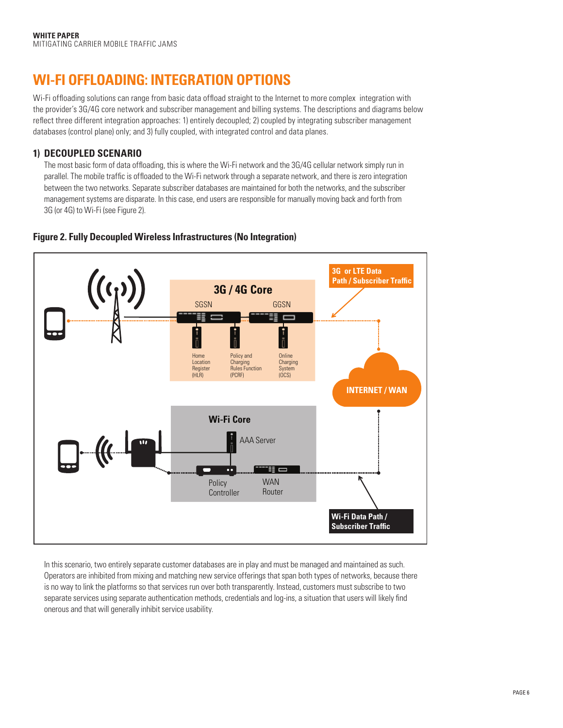# WI-FI OFFLOADING: INTEGRATION OPTIONS

Wi-Fi offloading solutions can range from basic data offload straight to the Internet to more complex integration with the provider's 3G/4G core network and subscriber management and billing systems. The descriptions and diagrams below reflect three different integration approaches: 1) entirely decoupled; 2) coupled by integrating subscriber management databases (control plane) only; and 3) fully coupled, with integrated control and data planes.

## 1) DECOUPLED SCENARIO

The most basic form of data offloading, this is where the Wi-Fi network and the 3G/4G cellular network simply run in parallel. The mobile traffic is offloaded to the Wi-Fi network through a separate network, and there is zero integration between the two networks. Separate subscriber databases are maintained for both the networks, and the subscriber management systems are disparate. In this case, end users are responsible for manually moving back and forth from 3G (or 4G) to Wi-Fi (see Figure 2).

**Figure 2. Fully Decoupled Wireless Infrastructures (No Integration)**

3G / 4G Core: SGSN, GGSN, Home Location Register (HLR), Policy and Charging Rules Function (PCRF), Online Charging System (OCS)

3G or LTE Data Path / Subscriber Traffic

INTERNET / WAN

Wi-Fi Core: AAA Server, Policy Controller, WAN Router

Wi-Fi Data Path / Subscriber Traffic

In this scenario, two entirely separate customer databases are in play and must be managed and maintained as such. Operators are inhibited from mixing and matching new service offerings that span both types of networks, because there is no way to link the platforms so that services run over both transparently. Instead, customers must subscribe to two separate services using separate authentication methods, credentials and log-ins, a situation that users will likely find onerous and that will generally inhibit service usability.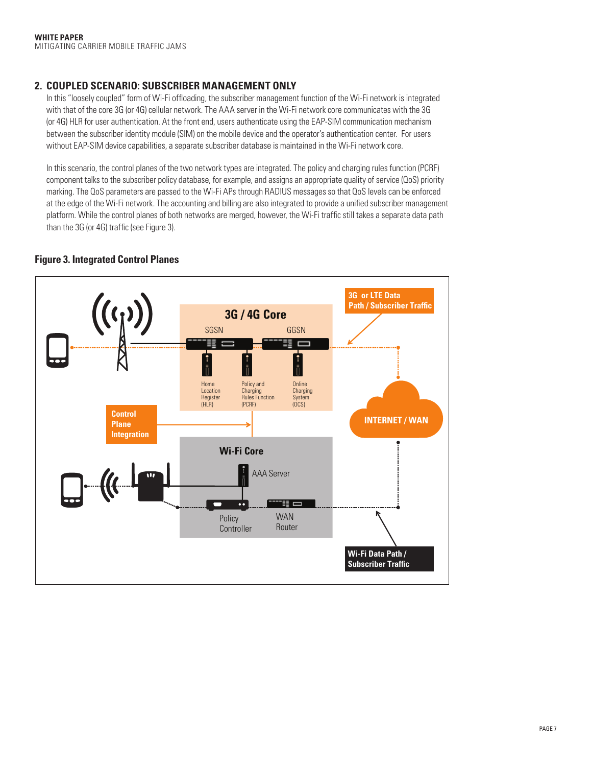## 2. COUPLED SCENARIO: SUBSCRIBER MANAGEMENT ONLY

In this "loosely coupled" form of Wi-Fi offloading, the subscriber management function of the Wi-Fi network is integrated with that of the core 3G (or 4G) cellular network. The AAA server in the Wi-Fi network core communicates with the 3G (or 4G) HLR for user authentication. At the front end, users authenticate using the EAP-SIM communication mechanism between the subscriber identity module (SIM) on the mobile device and the operator's authentication center. For users without EAP-SIM device capabilities, a separate subscriber database is maintained in the Wi-Fi network core.

In this scenario, the control planes of the two network types are integrated. The policy and charging rules function (PCRF) component talks to the subscriber policy database, for example, and assigns an appropriate quality of service (QoS) priority marking. The QoS parameters are passed to the Wi-Fi APs through RADIUS messages so that QoS levels can be enforced at the edge of the Wi-Fi network. The accounting and billing are also integrated to provide a unified subscriber management platform. While the control planes of both networks are merged, however, the Wi-Fi traffic still takes a separate data path than the 3G (or 4G) traffic (see Figure 3).

**Figure 3. Integrated Control Planes**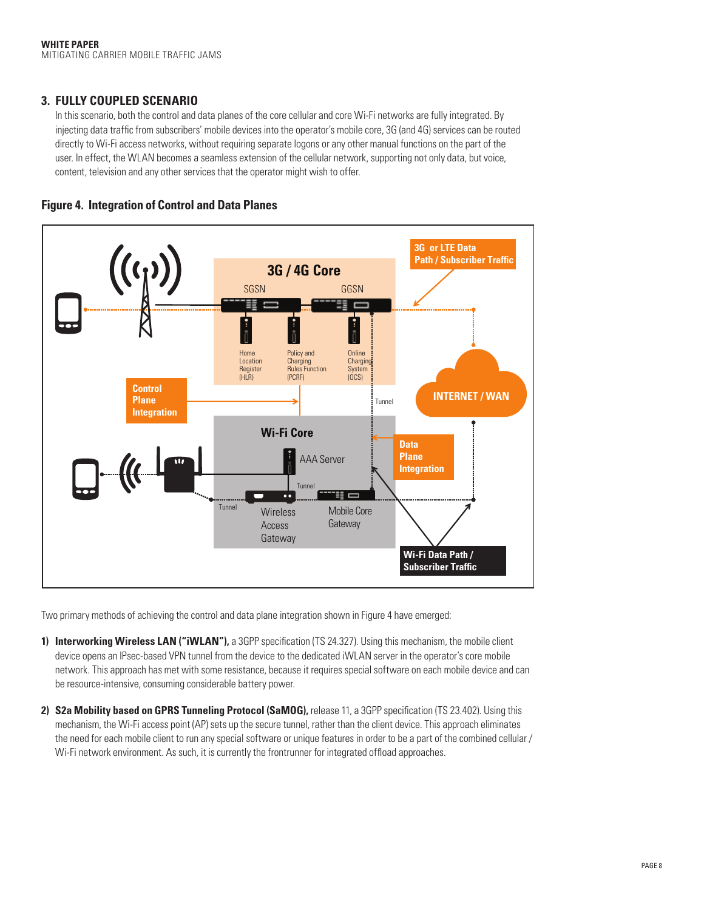## 3. FULLY COUPLED SCENARIO

In this scenario, both the control and data planes of the core cellular and core Wi-Fi networks are fully integrated. By injecting data traffic from subscribers' mobile devices into the operator's mobile core, 3G (and 4G) services can be routed directly to Wi-Fi access networks, without requiring separate logons or any other manual functions on the part of the user. In effect, the WLAN becomes a seamless extension of the cellular network, supporting not only data, but voice, content, television and any other services that the operator might wish to offer.

**Figure 4. Integration of Control and Data Planes**

Two primary methods of achieving the control and data plane integration shown in Figure 4 have emerged:

1) **Interworking Wireless LAN ("iWLAN"),** a 3GPP specification (TS 24.327). Using this mechanism, the mobile client device opens an IPsec-based VPN tunnel from the device to the dedicated iWLAN server in the operator's core mobile network. This approach has met with some resistance, because it requires special software on each mobile device and can be resource-intensive, consuming considerable battery power.

2) **S2a Mobility based on GPRS Tunneling Protocol (SaMOG),** release 11, a 3GPP specification (TS 23.402). Using this mechanism, the Wi-Fi access point (AP) sets up the secure tunnel, rather than the client device. This approach eliminates the need for each mobile client to run any special software or unique features in order to be a part of the combined cellular / Wi-Fi network environment. As such, it is currently the frontrunner for integrated offload approaches.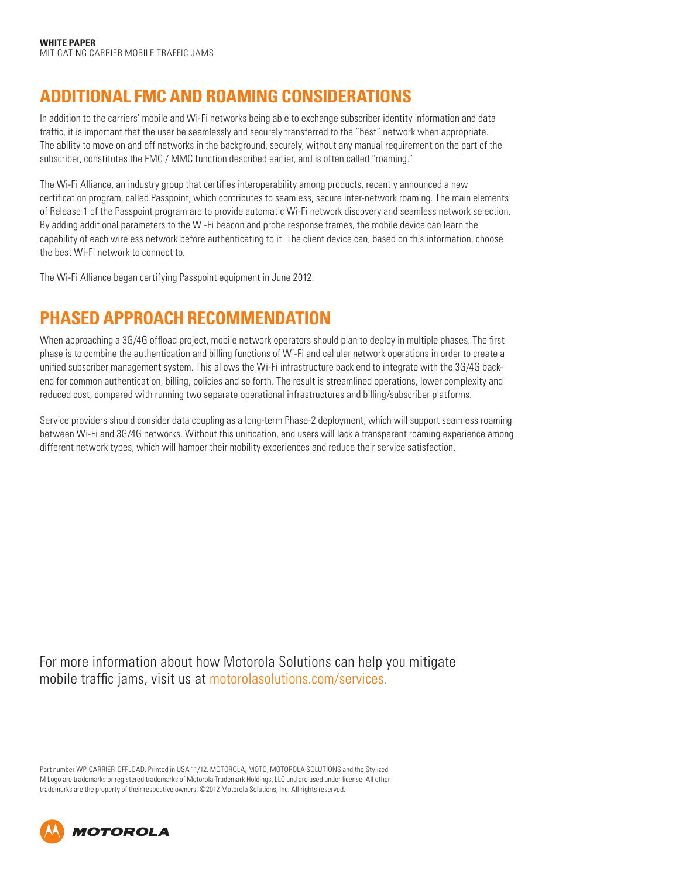## ADDITIONAL FMC AND ROAMING CONSIDERATIONS

In addition to the carriers' mobile and Wi-Fi networks being able to exchange subscriber identity information and data traffic, it is important that the user be seamlessly and securely transferred to the "best" network when appropriate. The ability to move on and off networks in the background, securely, without any manual requirement on the part of the subscriber, constitutes the FMC / MMC function described earlier, and is often called "roaming."

The Wi-Fi Alliance, an industry group that certifies interoperability among products, recently announced a new certification program, called Passpoint, which contributes to seamless, secure inter-network roaming. The main elements of Release 1 of the Passpoint program are to provide automatic Wi-Fi network discovery and seamless network selection. By adding additional parameters to the Wi-Fi beacon and probe response frames, the mobile device can learn the capability of each wireless network before authenticating to it. The client device can, based on this information, choose the best Wi-Fi network to connect to.

The Wi-Fi Alliance began certifying Passpoint equipment in June 2012.

## PHASED APPROACH RECOMMENDATION

When approaching a 3G/4G offload project, mobile network operators should plan to deploy in multiple phases. The first phase is to combine the authentication and billing functions of Wi-Fi and cellular network operations in order to create a unified subscriber management system. This allows the Wi-Fi infrastructure back end to integrate with the 3G/4G back-end for common authentication, billing, policies and so forth. The result is streamlined operations, lower complexity and reduced cost, compared with running two separate operational infrastructures and billing/subscriber platforms.

Service providers should consider data coupling as a long-term Phase-2 deployment, which will support seamless roaming between Wi-Fi and 3G/4G networks. Without this unification, end users will lack a transparent roaming experience among different network types, which will hamper their mobility experiences and reduce their service satisfaction.

For more information about how Motorola Solutions can help you mitigate mobile traffic jams, visit us at motorolasolutions.com/services.

Part number WP-CARRIER-OFFLOAD. Printed in USA 11/12. MOTOROLA, MOTO, MOTOROLA SOLUTIONS and the Stylized M Logo are trademarks or registered trademarks of Motorola Trademark Holdings, LLC and are used under license. All other trademarks are the property of their respective owners. ©2012 Motorola Solutions, Inc. All rights reserved.

MOTOROLA